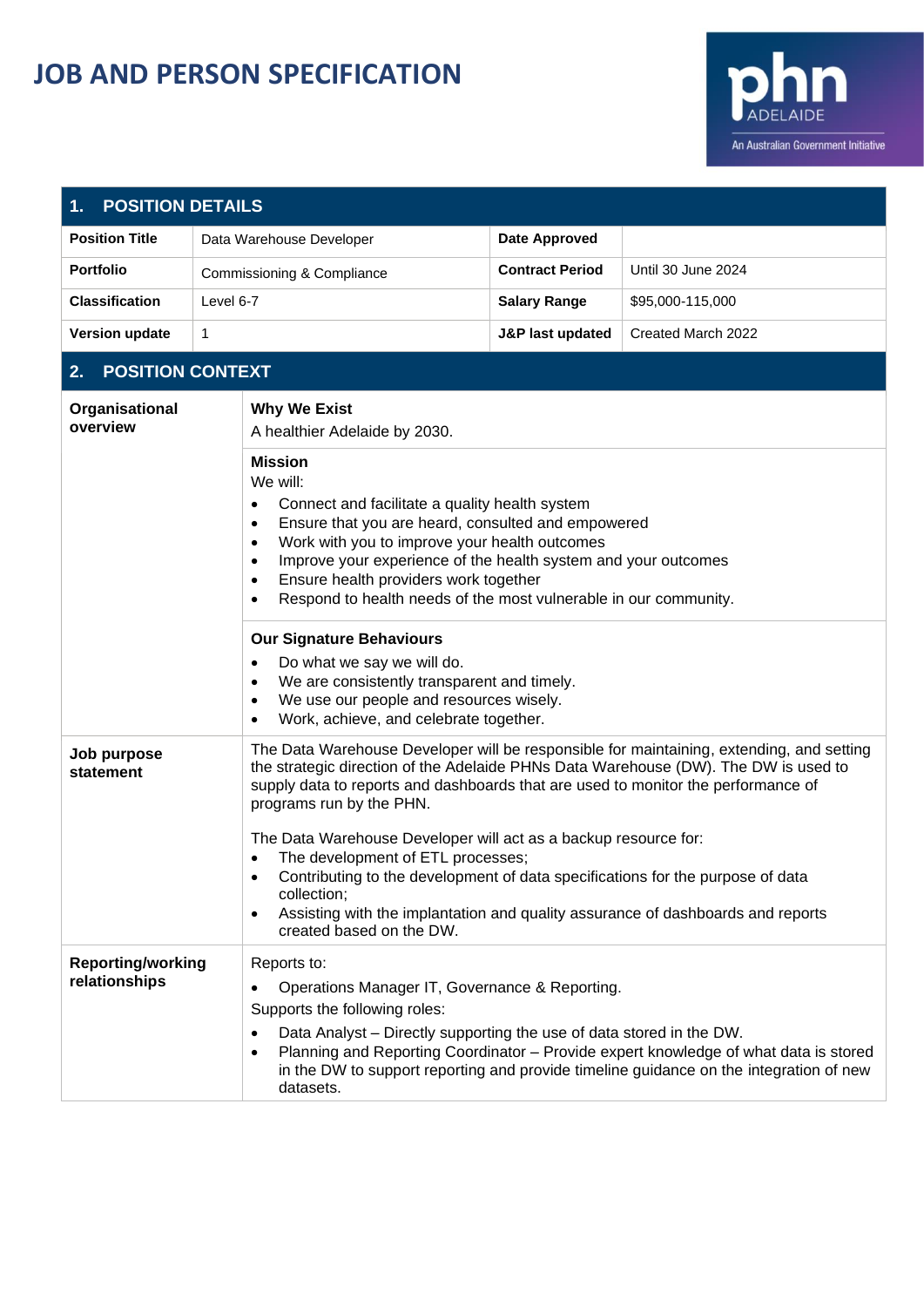# JOB AND PERSON SPECIFICATION

## 1. POSITION DETAILS

| Position Title | Data Warehouse Developer | Date Approved | |
|---|---|---|---|
| Portfolio | Commissioning & Compliance | Contract Period | Until 30 June 2024 |
| Classification | Level 6-7 | Salary Range | $95,000-115,000 |
| Version update | 1 | J&P last updated | Created March 2022 |

## 2. POSITION CONTEXT

### Organisational overview

**Why We Exist**

A healthier Adelaide by 2030.

**Mission**

We will:

- Connect and facilitate a quality health system
- Ensure that you are heard, consulted and empowered
- Work with you to improve your health outcomes
- Improve your experience of the health system and your outcomes
- Ensure health providers work together
- Respond to health needs of the most vulnerable in our community.

**Our Signature Behaviours**

- Do what we say we will do.
- We are consistently transparent and timely.
- We use our people and resources wisely.
- Work, achieve, and celebrate together.

### Job purpose statement

The Data Warehouse Developer will be responsible for maintaining, extending, and setting the strategic direction of the Adelaide PHNs Data Warehouse (DW). The DW is used to supply data to reports and dashboards that are used to monitor the performance of programs run by the PHN.

The Data Warehouse Developer will act as a backup resource for:

- The development of ETL processes;
- Contributing to the development of data specifications for the purpose of data collection;
- Assisting with the implantation and quality assurance of dashboards and reports created based on the DW.

### Reporting/working relationships

Reports to:

- Operations Manager IT, Governance & Reporting.

Supports the following roles:

- Data Analyst – Directly supporting the use of data stored in the DW.
- Planning and Reporting Coordinator – Provide expert knowledge of what data is stored in the DW to support reporting and provide timeline guidance on the integration of new datasets.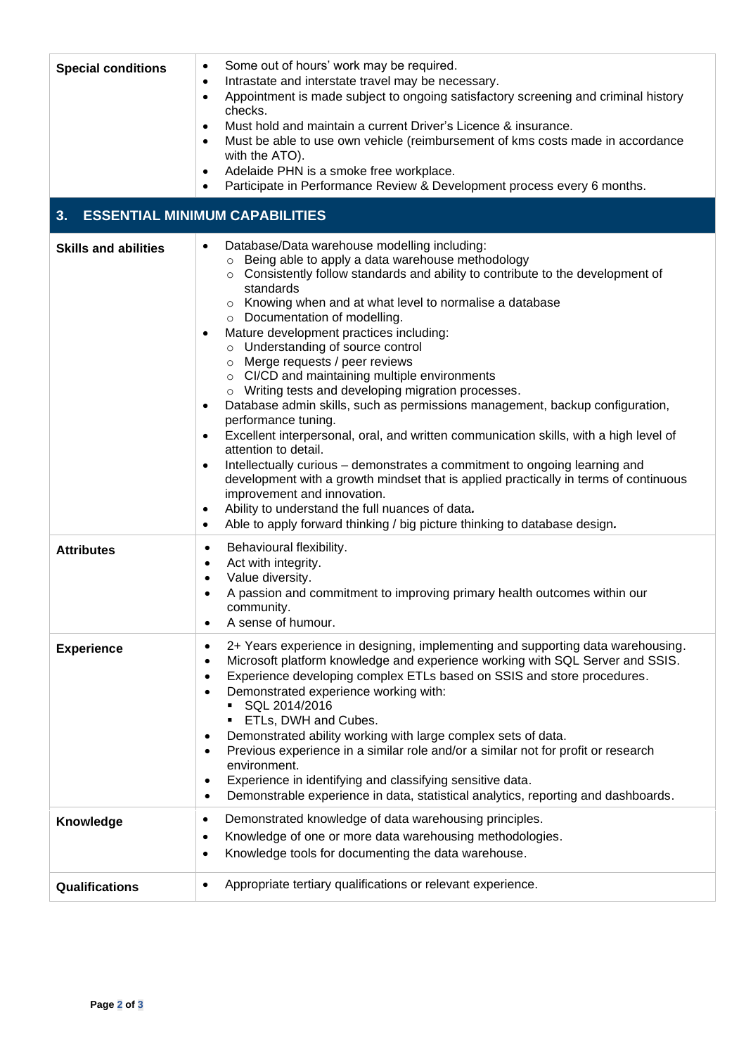| Special conditions | <ul><li>Some out of hours' work may be required.</li><li>Intrastate and interstate travel may be necessary.</li><li>Appointment is made subject to ongoing satisfactory screening and criminal history checks.</li><li>Must hold and maintain a current Driver's Licence & insurance.</li><li>Must be able to use own vehicle (reimbursement of kms costs made in accordance with the ATO).</li><li>Adelaide PHN is a smoke free workplace.</li><li>Participate in Performance Review & Development process every 6 months.</li></ul> |
|---|---|

## 3. ESSENTIAL MINIMUM CAPABILITIES

| | |
|---|---|
| **Skills and abilities** | <ul><li>Database/Data warehouse modelling including:<ul><li>Being able to apply a data warehouse methodology</li><li>Consistently follow standards and ability to contribute to the development of standards</li><li>Knowing when and at what level to normalise a database</li><li>Documentation of modelling.</li></ul></li><li>Mature development practices including:<ul><li>Understanding of source control</li><li>Merge requests / peer reviews</li><li>CI/CD and maintaining multiple environments</li><li>Writing tests and developing migration processes.</li></ul></li><li>Database admin skills, such as permissions management, backup configuration, performance tuning.</li><li>Excellent interpersonal, oral, and written communication skills, with a high level of attention to detail.</li><li>Intellectually curious – demonstrates a commitment to ongoing learning and development with a growth mindset that is applied practically in terms of continuous improvement and innovation.</li><li>Ability to understand the full nuances of data.</li><li>Able to apply forward thinking / big picture thinking to database design.</li></ul> |
| **Attributes** | <ul><li>Behavioural flexibility.</li><li>Act with integrity.</li><li>Value diversity.</li><li>A passion and commitment to improving primary health outcomes within our community.</li><li>A sense of humour.</li></ul> |
| **Experience** | <ul><li>2+ Years experience in designing, implementing and supporting data warehousing.</li><li>Microsoft platform knowledge and experience working with SQL Server and SSIS.</li><li>Experience developing complex ETLs based on SSIS and store procedures.</li><li>Demonstrated experience working with:<ul><li>SQL 2014/2016</li><li>ETLs, DWH and Cubes.</li></ul></li><li>Demonstrated ability working with large complex sets of data.</li><li>Previous experience in a similar role and/or a similar not for profit or research environment.</li><li>Experience in identifying and classifying sensitive data.</li><li>Demonstrable experience in data, statistical analytics, reporting and dashboards.</li></ul> |
| **Knowledge** | <ul><li>Demonstrated knowledge of data warehousing principles.</li><li>Knowledge of one or more data warehousing methodologies.</li><li>Knowledge tools for documenting the data warehouse.</li></ul> |
| **Qualifications** | <ul><li>Appropriate tertiary qualifications or relevant experience.</li></ul> |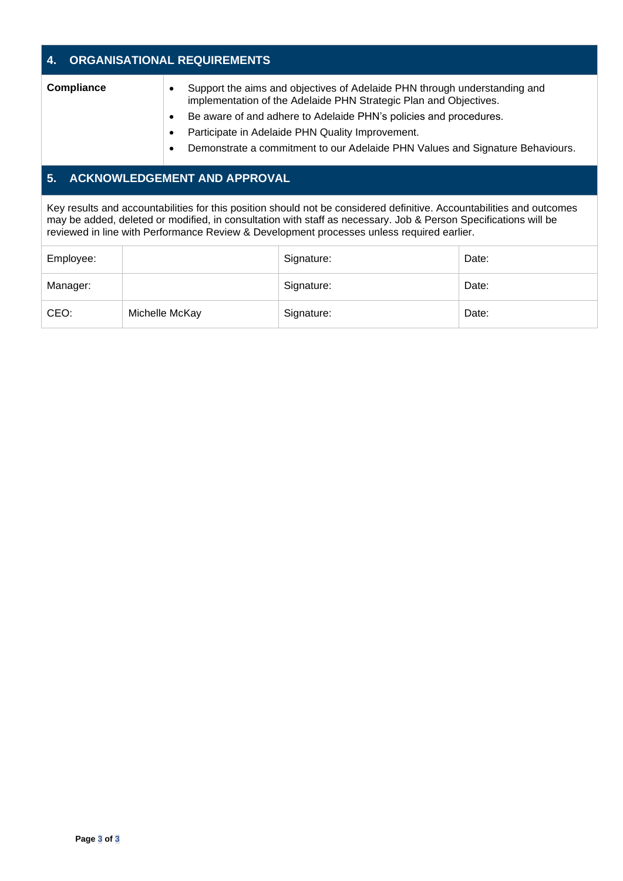## 4. ORGANISATIONAL REQUIREMENTS

| | |
|---|---|
| **Compliance** | • Support the aims and objectives of Adelaide PHN through understanding and implementation of the Adelaide PHN Strategic Plan and Objectives.<br>• Be aware of and adhere to Adelaide PHN's policies and procedures.<br>• Participate in Adelaide PHN Quality Improvement.<br>• Demonstrate a commitment to our Adelaide PHN Values and Signature Behaviours. |

## 5. ACKNOWLEDGEMENT AND APPROVAL

Key results and accountabilities for this position should not be considered definitive. Accountabilities and outcomes may be added, deleted or modified, in consultation with staff as necessary. Job & Person Specifications will be reviewed in line with Performance Review & Development processes unless required earlier.

| | | | |
|---|---|---|---|
| Employee: | | Signature: | Date: |
| Manager: | | Signature: | Date: |
| CEO: | Michelle McKay | Signature: | Date: |